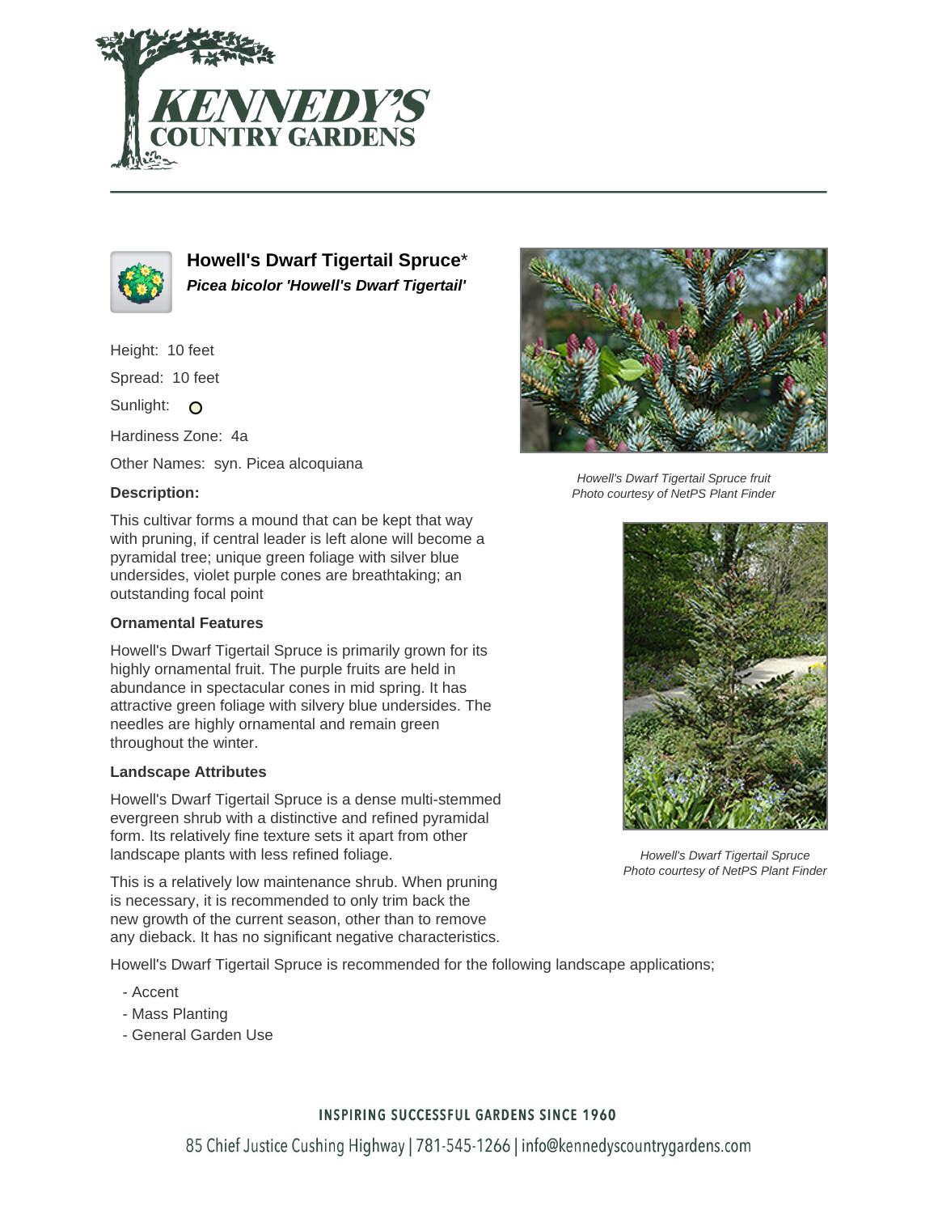# Howell's Dwarf Tigertail Spruce*

***Picea bicolor* 'Howell's Dwarf Tigertail'**

Height: 10 feet

Spread: 10 feet

Sunlight: ○

Hardiness Zone: 4a

Other Names: syn. Picea alcoquiana

### Description:

This cultivar forms a mound that can be kept that way with pruning, if central leader is left alone will become a pyramidal tree; unique green foliage with silver blue undersides, violet purple cones are breathtaking; an outstanding focal point

*Howell's Dwarf Tigertail Spruce fruit*
*Photo courtesy of NetPS Plant Finder*

### Ornamental Features

Howell's Dwarf Tigertail Spruce is primarily grown for its highly ornamental fruit. The purple fruits are held in abundance in spectacular cones in mid spring. It has attractive green foliage with silvery blue undersides. The needles are highly ornamental and remain green throughout the winter.

*Howell's Dwarf Tigertail Spruce*
*Photo courtesy of NetPS Plant Finder*

### Landscape Attributes

Howell's Dwarf Tigertail Spruce is a dense multi-stemmed evergreen shrub with a distinctive and refined pyramidal form. Its relatively fine texture sets it apart from other landscape plants with less refined foliage.

This is a relatively low maintenance shrub. When pruning is necessary, it is recommended to only trim back the new growth of the current season, other than to remove any dieback. It has no significant negative characteristics.

Howell's Dwarf Tigertail Spruce is recommended for the following landscape applications;

- Accent
- Mass Planting
- General Garden Use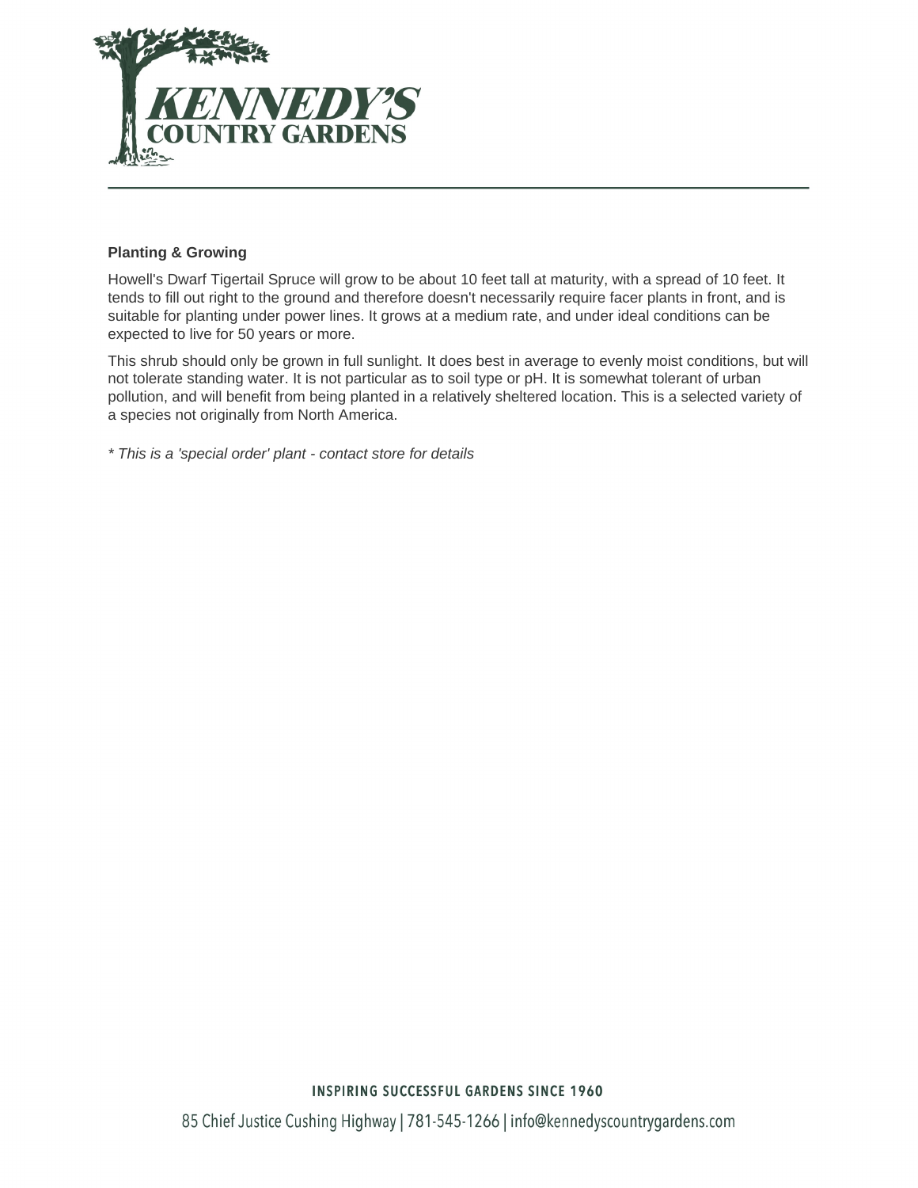**Planting & Growing**

Howell's Dwarf Tigertail Spruce will grow to be about 10 feet tall at maturity, with a spread of 10 feet. It tends to fill out right to the ground and therefore doesn't necessarily require facer plants in front, and is suitable for planting under power lines. It grows at a medium rate, and under ideal conditions can be expected to live for 50 years or more.

This shrub should only be grown in full sunlight. It does best in average to evenly moist conditions, but will not tolerate standing water. It is not particular as to soil type or pH. It is somewhat tolerant of urban pollution, and will benefit from being planted in a relatively sheltered location. This is a selected variety of a species not originally from North America.

*\* This is a 'special order' plant - contact store for details*